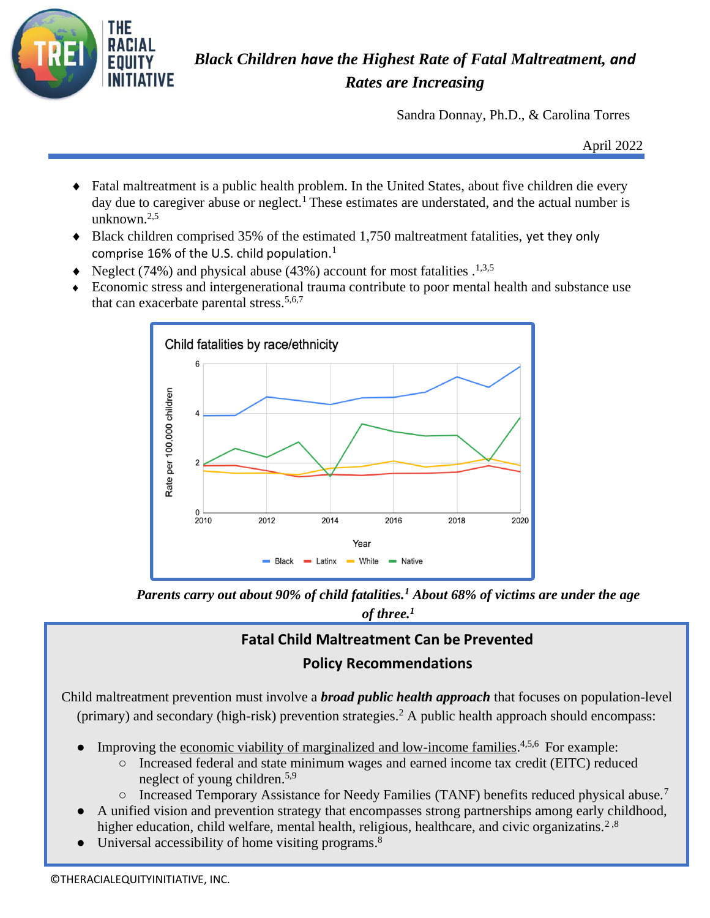# *Black Children have the Highest Rate of Fatal Maltreatment, and Rates are Increasing*

Sandra Donnay, Ph.D., & Carolina Torres

April 2022

- Fatal maltreatment is a public health problem. In the United States, about five children die every day due to caregiver abuse or neglect.[1] These estimates are understated, and the actual number is unknown.[2,5]
- Black children comprised 35% of the estimated 1,750 maltreatment fatalities, yet they only comprise 16% of the U.S. child population.[1]
- Neglect (74%) and physical abuse (43%) account for most fatalities .[1,3,5]
- Economic stress and intergenerational trauma contribute to poor mental health and substance use that can exacerbate parental stress.[5,6,7]

Child fatalities by race/ethnicity

***Parents carry out about 90% of child fatalities.[1] About 68% of victims are under the age of three.[1]***

## Fatal Child Maltreatment Can be Prevented

## Policy Recommendations

Child maltreatment prevention must involve a ***broad public health approach*** that focuses on population-level (primary) and secondary (high-risk) prevention strategies.[2] A public health approach should encompass:

- Improving the economic viability of marginalized and low-income families.[4,5,6] For example:
  - Increased federal and state minimum wages and earned income tax credit (EITC) reduced neglect of young children.[5,9]
  - Increased Temporary Assistance for Needy Families (TANF) benefits reduced physical abuse.[7]
- A unified vision and prevention strategy that encompasses strong partnerships among early childhood, higher education, child welfare, mental health, religious, healthcare, and civic organizatins.[2,8]
- Universal accessibility of home visiting programs.[8]

©THERACIALEQUITYINITIATIVE, INC.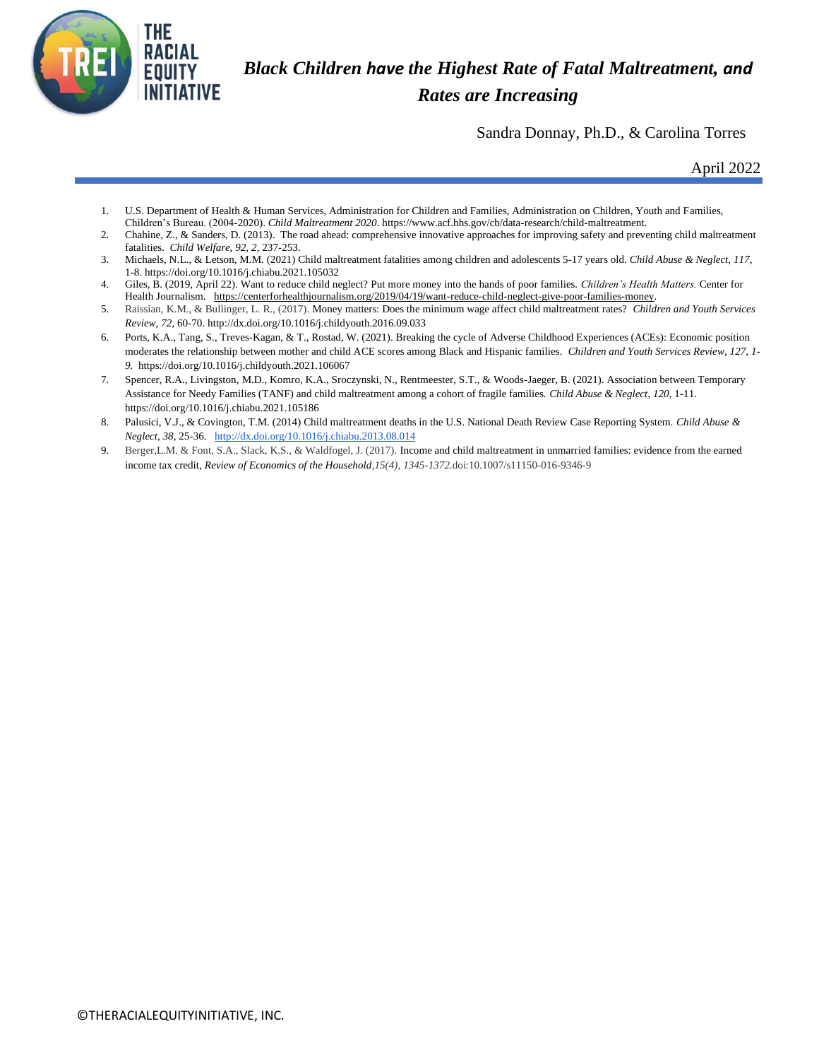# *Black Children have the Highest Rate of Fatal Maltreatment, and Rates are Increasing*

Sandra Donnay, Ph.D., & Carolina Torres

April 2022

1. U.S. Department of Health & Human Services, Administration for Children and Families, Administration on Children, Youth and Families, Children's Bureau. (2004-2020). *Child Maltreatment 2020*. https://www.acf.hhs.gov/cb/data-research/child-maltreatment.
2. Chahine, Z., & Sanders, D. (2013). The road ahead: comprehensive innovative approaches for improving safety and preventing child maltreatment fatalities. *Child Welfare, 92, 2,* 237-253.
3. Michaels, N.L., & Letson, M.M. (2021) Child maltreatment fatalities among children and adolescents 5-17 years old. *Child Abuse & Neglect, 117,* 1-8. https://doi.org/10.1016/j.chiabu.2021.105032
4. Giles, B. (2019, April 22). Want to reduce child neglect? Put more money into the hands of poor families. *Children's Health Matters.* Center for Health Journalism. https://centerforhealthjournalism.org/2019/04/19/want-reduce-child-neglect-give-poor-families-money.
5. Raissian, K.M., & Bullinger, L. R., (2017). Money matters: Does the minimum wage affect child maltreatment rates? *Children and Youth Services Review, 72,* 60-70. http://dx.doi.org/10.1016/j.childyouth.2016.09.033
6. Ports, K.A., Tang, S., Treves-Kagan, & T., Rostad, W. (2021). Breaking the cycle of Adverse Childhood Experiences (ACEs): Economic position moderates the relationship between mother and child ACE scores among Black and Hispanic families. *Children and Youth Services Review, 127, 1-9.* https://doi.org/10.1016/j.childyouth.2021.106067
7. Spencer, R.A., Livingston, M.D., Komro, K.A., Sroczynski, N., Rentmeester, S.T., & Woods-Jaeger, B. (2021). Association between Temporary Assistance for Needy Families (TANF) and child maltreatment among a cohort of fragile families. *Child Abuse & Neglect, 120,* 1-11. https://doi.org/10.1016/j.chiabu.2021.105186
8. Palusici, V.J., & Covington, T.M. (2014) Child maltreatment deaths in the U.S. National Death Review Case Reporting System. *Child Abuse & Neglect, 38,* 25-36. http://dx.doi.org/10.1016/j.chiabu.2013.08.014
9. Berger,L.M. & Font, S.A., Slack, K.S., & Waldfogel, J. (2017). Income and child maltreatment in unmarried families: evidence from the earned income tax credit, *Review of Economics of the Household,15(4), 1345-1372.*doi:10.1007/s11150-016-9346-9

©THERACIALEQUITYINITIATIVE, INC.